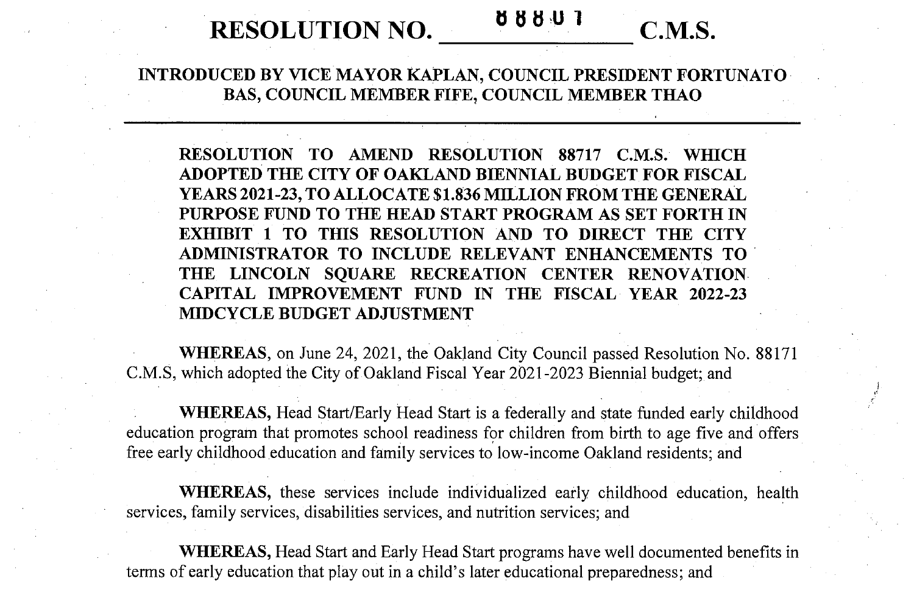# RESOLUTION NO. 88801 C.M.S.

**INTRODUCED BY VICE MAYOR KAPLAN, COUNCIL PRESIDENT FORTUNATO BAS, COUNCIL MEMBER FIFE, COUNCIL MEMBER THAO**

---

**RESOLUTION TO AMEND RESOLUTION 88717 C.M.S. WHICH ADOPTED THE CITY OF OAKLAND BIENNIAL BUDGET FOR FISCAL YEARS 2021-23, TO ALLOCATE $1.836 MILLION FROM THE GENERAL PURPOSE FUND TO THE HEAD START PROGRAM AS SET FORTH IN EXHIBIT 1 TO THIS RESOLUTION AND TO DIRECT THE CITY ADMINISTRATOR TO INCLUDE RELEVANT ENHANCEMENTS TO THE LINCOLN SQUARE RECREATION CENTER RENOVATION CAPITAL IMPROVEMENT FUND IN THE FISCAL YEAR 2022-23 MIDCYCLE BUDGET ADJUSTMENT**

**WHEREAS**, on June 24, 2021, the Oakland City Council passed Resolution No. 88171 C.M.S, which adopted the City of Oakland Fiscal Year 2021-2023 Biennial budget; and

**WHEREAS,** Head Start/Early Head Start is a federally and state funded early childhood education program that promotes school readiness for children from birth to age five and offers free early childhood education and family services to low-income Oakland residents; and

**WHEREAS,** these services include individualized early childhood education, health services, family services, disabilities services, and nutrition services; and

**WHEREAS,** Head Start and Early Head Start programs have well documented benefits in terms of early education that play out in a child's later educational preparedness; and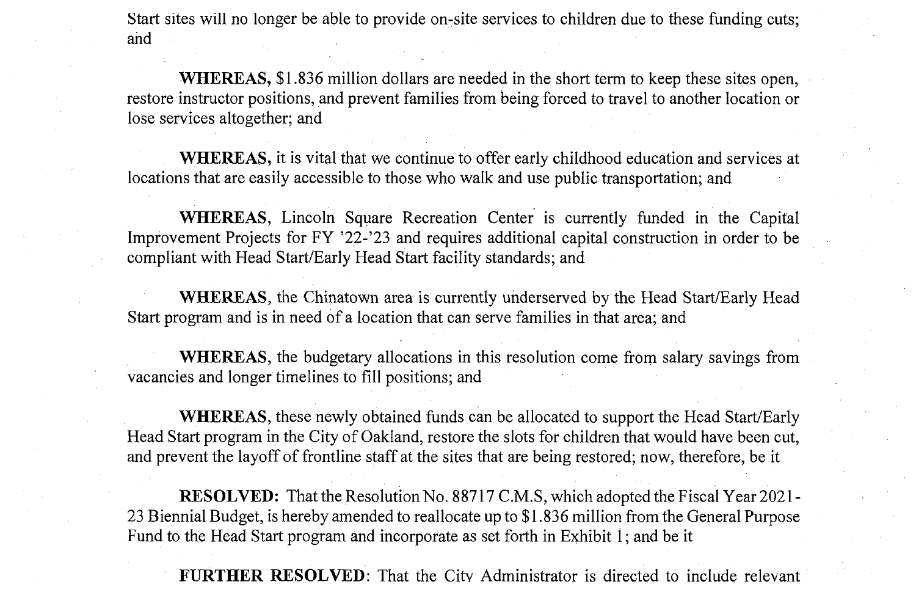Start sites will no longer be able to provide on-site services to children due to these funding cuts; and

**WHEREAS,** $1.836 million dollars are needed in the short term to keep these sites open, restore instructor positions, and prevent families from being forced to travel to another location or lose services altogether; and

**WHEREAS,** it is vital that we continue to offer early childhood education and services at locations that are easily accessible to those who walk and use public transportation; and

**WHEREAS**, Lincoln Square Recreation Center is currently funded in the Capital Improvement Projects for FY '22-'23 and requires additional capital construction in order to be compliant with Head Start/Early Head Start facility standards; and

**WHEREAS**, the Chinatown area is currently underserved by the Head Start/Early Head Start program and is in need of a location that can serve families in that area; and

**WHEREAS**, the budgetary allocations in this resolution come from salary savings from vacancies and longer timelines to fill positions; and

**WHEREAS**, these newly obtained funds can be allocated to support the Head Start/Early Head Start program in the City of Oakland, restore the slots for children that would have been cut, and prevent the layoff of frontline staff at the sites that are being restored; now, therefore, be it

**RESOLVED:** That the Resolution No. 88717 C.M.S, which adopted the Fiscal Year 2021-23 Biennial Budget, is hereby amended to reallocate up to $1.836 million from the General Purpose Fund to the Head Start program and incorporate as set forth in Exhibit 1; and be it

**FURTHER RESOLVED**: That the City Administrator is directed to include relevant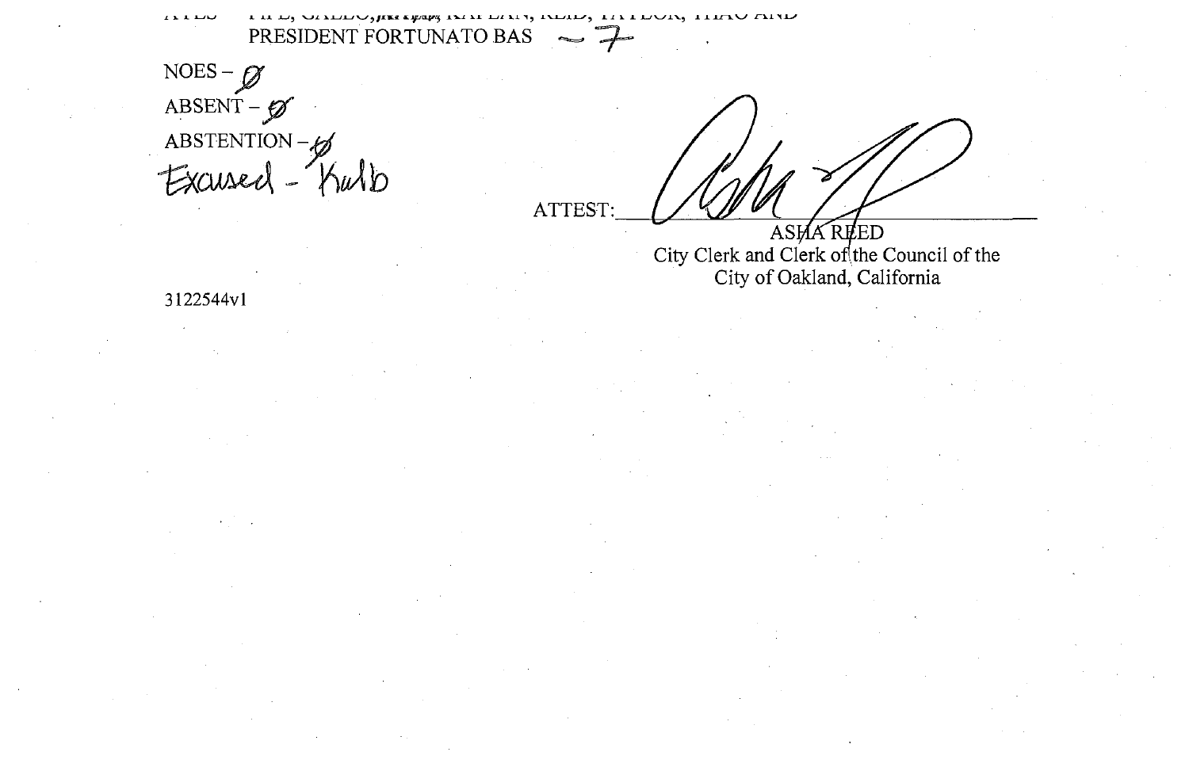AYES – FIFE, GALLO, ~~KALB~~, KAPLAN, REID, TAYLOR, THAO AND PRESIDENT FORTUNATO BAS ~ 7

NOES – Ø

ABSENT – Ø

ABSTENTION – Ø

Excused - Kalb

ATTEST: ____________________

ASHA REED
City Clerk and Clerk of the Council of the
City of Oakland, California

3122544v1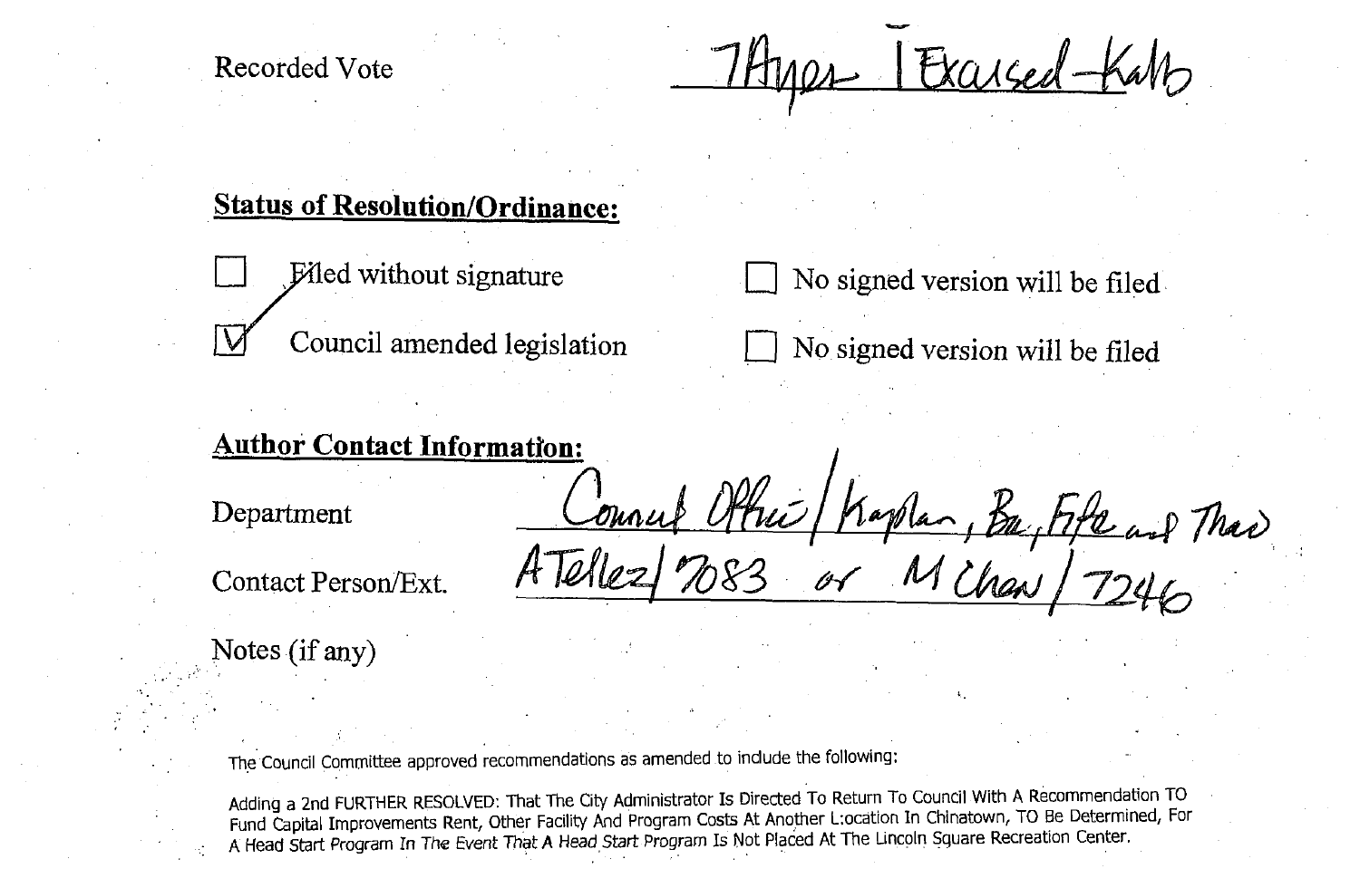Recorded Vote 7 Ayes 1 Excused - Kaplan

**Status of Resolution/Ordinance:**

- [ ] Filed without signature
- [x] Council amended legislation
- [ ] No signed version will be filed
- [ ] No signed version will be filed

**Author Contact Information:**

Department: Council Office / Kaplan, Bx, Fife and Thao

Contact Person/Ext.: A Tellez / 7083 or M Chan / 7246

Notes (if any)

The Council Committee approved recommendations as amended to include the following:

Adding a 2nd FURTHER RESOLVED: That The City Administrator Is Directed To Return To Council With A Recommendation TO Fund Capital Improvements Rent, Other Facility And Program Costs At Another L:ocation In Chinatown, TO Be Determined, For A Head Start Program In The Event That A Head Start Program Is Not Placed At The Lincoln Square Recreation Center.